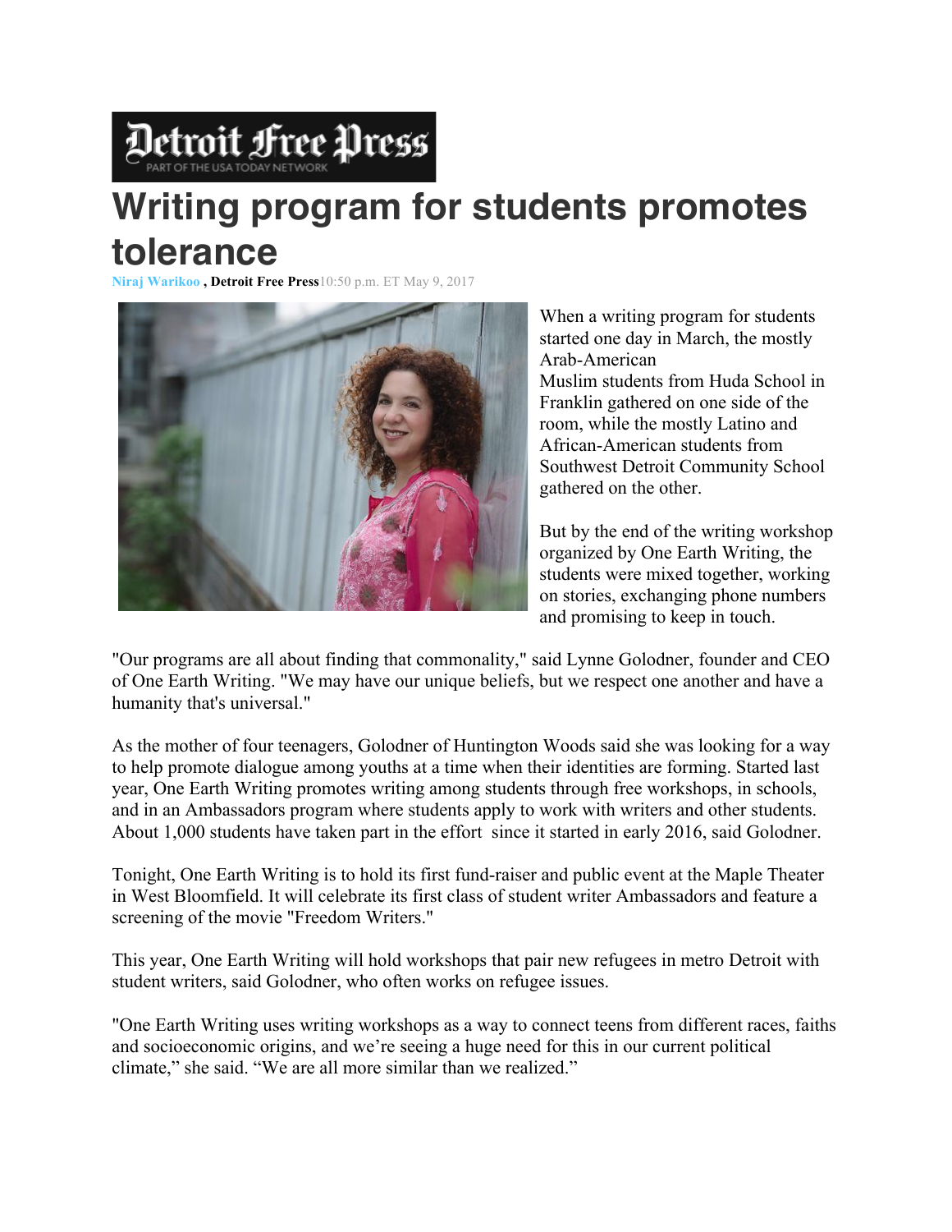**Detroit Free Press**
PART OF THE USA TODAY NETWORK

# Writing program for students promotes tolerance

**Niraj Warikoo , Detroit Free Press** 10:50 p.m. ET May 9, 2017

When a writing program for students started one day in March, the mostly Arab-American Muslim students from Huda School in Franklin gathered on one side of the room, while the mostly Latino and African-American students from Southwest Detroit Community School gathered on the other.

But by the end of the writing workshop organized by One Earth Writing, the students were mixed together, working on stories, exchanging phone numbers and promising to keep in touch.

"Our programs are all about finding that commonality," said Lynne Golodner, founder and CEO of One Earth Writing. "We may have our unique beliefs, but we respect one another and have a humanity that's universal."

As the mother of four teenagers, Golodner of Huntington Woods said she was looking for a way to help promote dialogue among youths at a time when their identities are forming. Started last year, One Earth Writing promotes writing among students through free workshops, in schools, and in an Ambassadors program where students apply to work with writers and other students. About 1,000 students have taken part in the effort since it started in early 2016, said Golodner.

Tonight, One Earth Writing is to hold its first fund-raiser and public event at the Maple Theater in West Bloomfield. It will celebrate its first class of student writer Ambassadors and feature a screening of the movie "Freedom Writers."

This year, One Earth Writing will hold workshops that pair new refugees in metro Detroit with student writers, said Golodner, who often works on refugee issues.

"One Earth Writing uses writing workshops as a way to connect teens from different races, faiths and socioeconomic origins, and we're seeing a huge need for this in our current political climate," she said. "We are all more similar than we realized."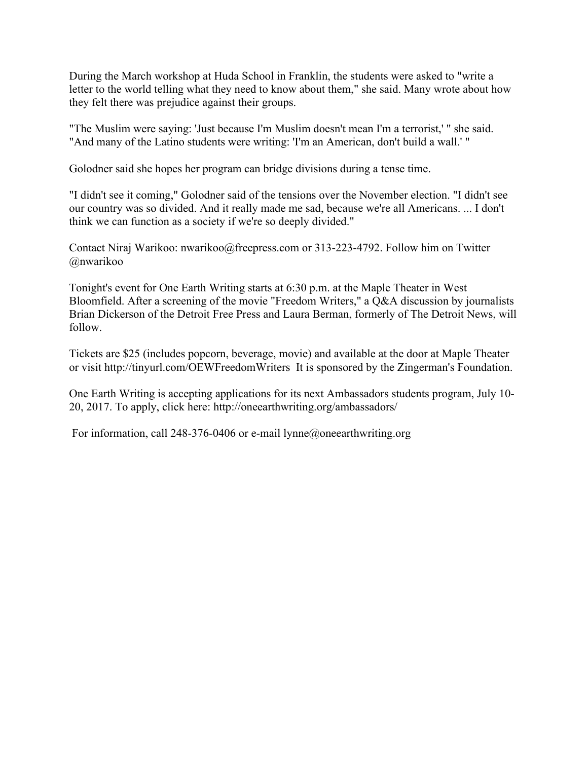During the March workshop at Huda School in Franklin, the students were asked to "write a letter to the world telling what they need to know about them," she said. Many wrote about how they felt there was prejudice against their groups.

"The Muslim were saying: 'Just because I'm Muslim doesn't mean I'm a terrorist,' " she said. "And many of the Latino students were writing: 'I'm an American, don't build a wall.' "

Golodner said she hopes her program can bridge divisions during a tense time.

"I didn't see it coming," Golodner said of the tensions over the November election. "I didn't see our country was so divided. And it really made me sad, because we're all Americans. ... I don't think we can function as a society if we're so deeply divided."

Contact Niraj Warikoo: nwarikoo@freepress.com or 313-223-4792. Follow him on Twitter @nwarikoo

Tonight's event for One Earth Writing starts at 6:30 p.m. at the Maple Theater in West Bloomfield. After a screening of the movie "Freedom Writers," a Q&A discussion by journalists Brian Dickerson of the Detroit Free Press and Laura Berman, formerly of The Detroit News, will follow.

Tickets are $25 (includes popcorn, beverage, movie) and available at the door at Maple Theater or visit http://tinyurl.com/OEWFreedomWriters It is sponsored by the Zingerman's Foundation.

One Earth Writing is accepting applications for its next Ambassadors students program, July 10-20, 2017. To apply, click here: http://oneearthwriting.org/ambassadors/

For information, call 248-376-0406 or e-mail lynne@oneearthwriting.org